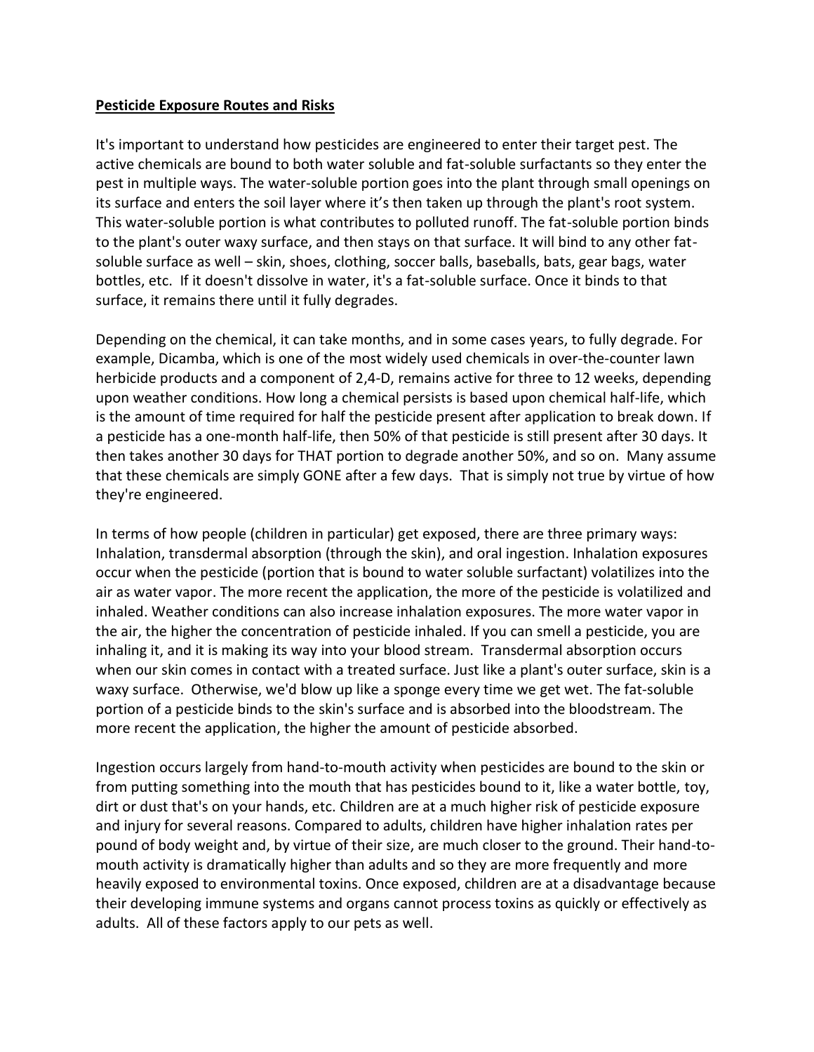**Pesticide Exposure Routes and Risks**

It's important to understand how pesticides are engineered to enter their target pest. The active chemicals are bound to both water soluble and fat-soluble surfactants so they enter the pest in multiple ways. The water-soluble portion goes into the plant through small openings on its surface and enters the soil layer where it's then taken up through the plant's root system. This water-soluble portion is what contributes to polluted runoff. The fat-soluble portion binds to the plant's outer waxy surface, and then stays on that surface. It will bind to any other fat-soluble surface as well – skin, shoes, clothing, soccer balls, baseballs, bats, gear bags, water bottles, etc. If it doesn't dissolve in water, it's a fat-soluble surface. Once it binds to that surface, it remains there until it fully degrades.

Depending on the chemical, it can take months, and in some cases years, to fully degrade. For example, Dicamba, which is one of the most widely used chemicals in over-the-counter lawn herbicide products and a component of 2,4-D, remains active for three to 12 weeks, depending upon weather conditions. How long a chemical persists is based upon chemical half-life, which is the amount of time required for half the pesticide present after application to break down. If a pesticide has a one-month half-life, then 50% of that pesticide is still present after 30 days. It then takes another 30 days for THAT portion to degrade another 50%, and so on. Many assume that these chemicals are simply GONE after a few days. That is simply not true by virtue of how they're engineered.

In terms of how people (children in particular) get exposed, there are three primary ways: Inhalation, transdermal absorption (through the skin), and oral ingestion. Inhalation exposures occur when the pesticide (portion that is bound to water soluble surfactant) volatilizes into the air as water vapor. The more recent the application, the more of the pesticide is volatilized and inhaled. Weather conditions can also increase inhalation exposures. The more water vapor in the air, the higher the concentration of pesticide inhaled. If you can smell a pesticide, you are inhaling it, and it is making its way into your blood stream. Transdermal absorption occurs when our skin comes in contact with a treated surface. Just like a plant's outer surface, skin is a waxy surface. Otherwise, we'd blow up like a sponge every time we get wet. The fat-soluble portion of a pesticide binds to the skin's surface and is absorbed into the bloodstream. The more recent the application, the higher the amount of pesticide absorbed.

Ingestion occurs largely from hand-to-mouth activity when pesticides are bound to the skin or from putting something into the mouth that has pesticides bound to it, like a water bottle, toy, dirt or dust that's on your hands, etc. Children are at a much higher risk of pesticide exposure and injury for several reasons. Compared to adults, children have higher inhalation rates per pound of body weight and, by virtue of their size, are much closer to the ground. Their hand-to-mouth activity is dramatically higher than adults and so they are more frequently and more heavily exposed to environmental toxins. Once exposed, children are at a disadvantage because their developing immune systems and organs cannot process toxins as quickly or effectively as adults. All of these factors apply to our pets as well.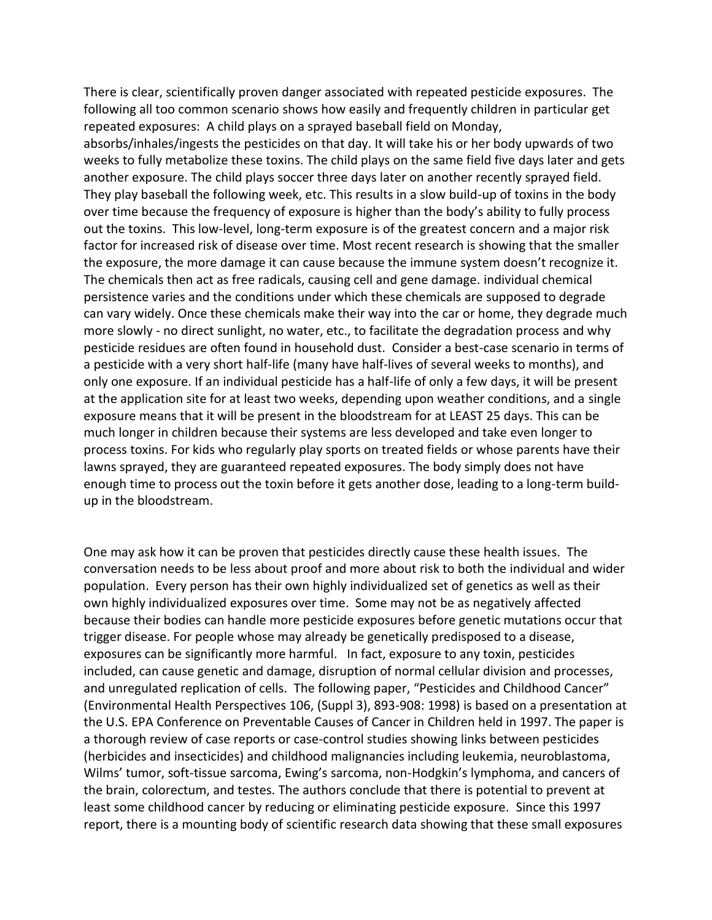There is clear, scientifically proven danger associated with repeated pesticide exposures. The following all too common scenario shows how easily and frequently children in particular get repeated exposures: A child plays on a sprayed baseball field on Monday, absorbs/inhales/ingests the pesticides on that day. It will take his or her body upwards of two weeks to fully metabolize these toxins. The child plays on the same field five days later and gets another exposure. The child plays soccer three days later on another recently sprayed field. They play baseball the following week, etc. This results in a slow build-up of toxins in the body over time because the frequency of exposure is higher than the body's ability to fully process out the toxins. This low-level, long-term exposure is of the greatest concern and a major risk factor for increased risk of disease over time. Most recent research is showing that the smaller the exposure, the more damage it can cause because the immune system doesn't recognize it. The chemicals then act as free radicals, causing cell and gene damage. individual chemical persistence varies and the conditions under which these chemicals are supposed to degrade can vary widely. Once these chemicals make their way into the car or home, they degrade much more slowly - no direct sunlight, no water, etc., to facilitate the degradation process and why pesticide residues are often found in household dust. Consider a best-case scenario in terms of a pesticide with a very short half-life (many have half-lives of several weeks to months), and only one exposure. If an individual pesticide has a half-life of only a few days, it will be present at the application site for at least two weeks, depending upon weather conditions, and a single exposure means that it will be present in the bloodstream for at LEAST 25 days. This can be much longer in children because their systems are less developed and take even longer to process toxins. For kids who regularly play sports on treated fields or whose parents have their lawns sprayed, they are guaranteed repeated exposures. The body simply does not have enough time to process out the toxin before it gets another dose, leading to a long-term build-up in the bloodstream.

One may ask how it can be proven that pesticides directly cause these health issues. The conversation needs to be less about proof and more about risk to both the individual and wider population. Every person has their own highly individualized set of genetics as well as their own highly individualized exposures over time. Some may not be as negatively affected because their bodies can handle more pesticide exposures before genetic mutations occur that trigger disease. For people whose may already be genetically predisposed to a disease, exposures can be significantly more harmful. In fact, exposure to any toxin, pesticides included, can cause genetic and damage, disruption of normal cellular division and processes, and unregulated replication of cells. The following paper, "Pesticides and Childhood Cancer" (Environmental Health Perspectives 106, (Suppl 3), 893-908: 1998) is based on a presentation at the U.S. EPA Conference on Preventable Causes of Cancer in Children held in 1997. The paper is a thorough review of case reports or case-control studies showing links between pesticides (herbicides and insecticides) and childhood malignancies including leukemia, neuroblastoma, Wilms' tumor, soft-tissue sarcoma, Ewing's sarcoma, non-Hodgkin's lymphoma, and cancers of the brain, colorectum, and testes. The authors conclude that there is potential to prevent at least some childhood cancer by reducing or eliminating pesticide exposure. Since this 1997 report, there is a mounting body of scientific research data showing that these small exposures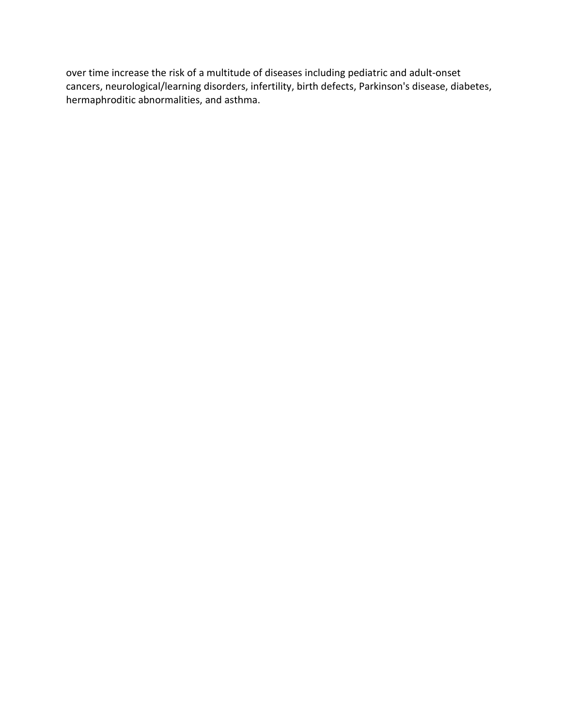over time increase the risk of a multitude of diseases including pediatric and adult-onset cancers, neurological/learning disorders, infertility, birth defects, Parkinson's disease, diabetes, hermaphroditic abnormalities, and asthma.